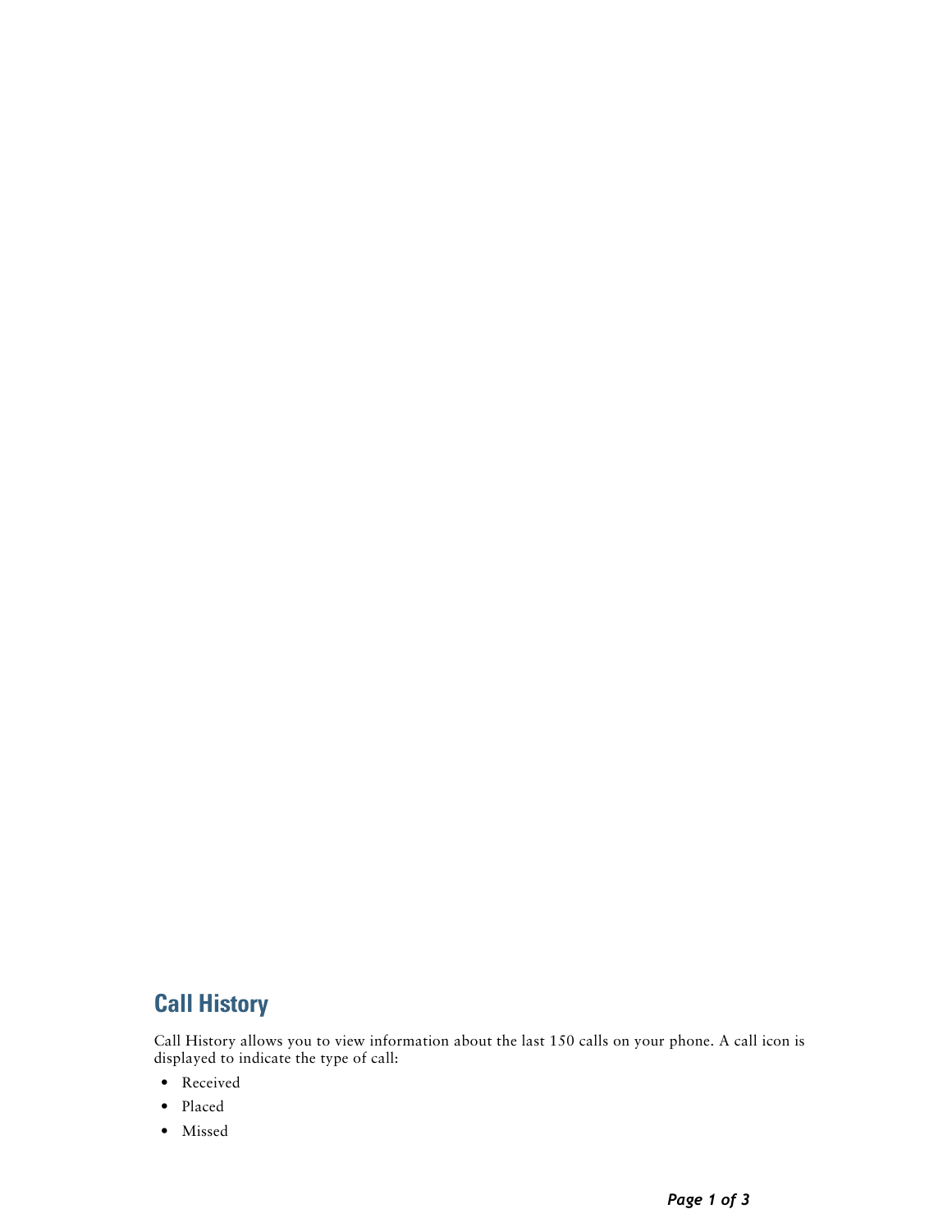## Call History

Call History allows you to view information about the last 150 calls on your phone. A call icon is displayed to indicate the type of call:

- Received
- Placed
- Missed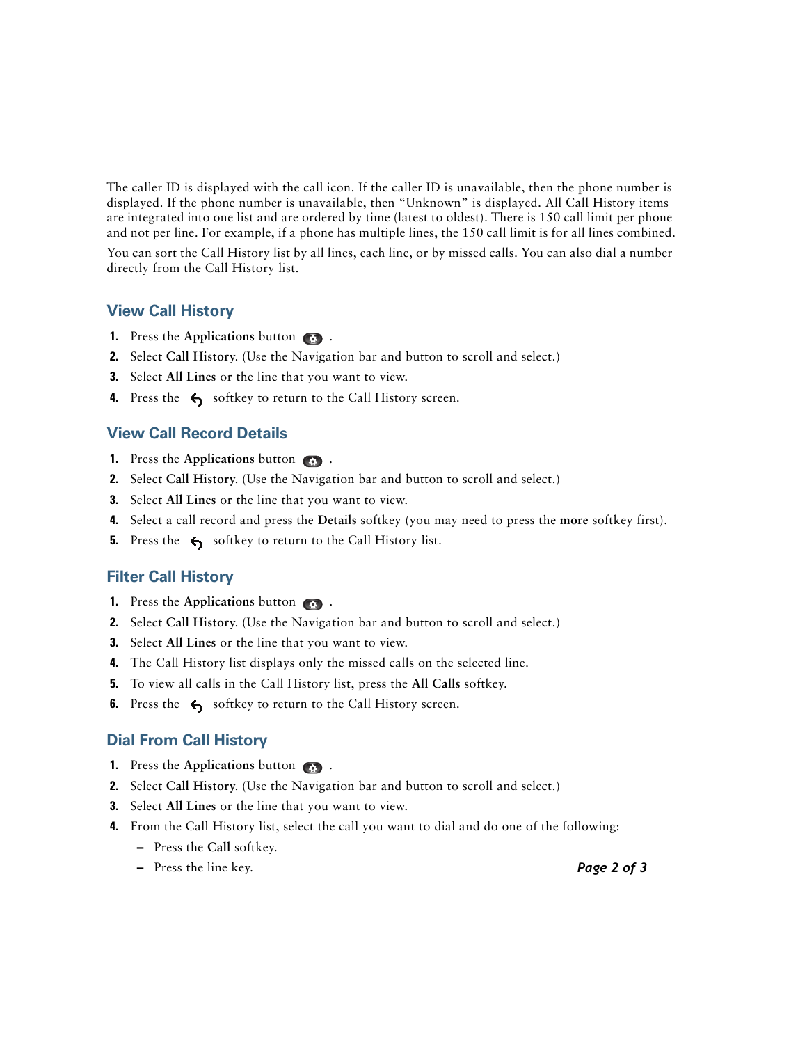The caller ID is displayed with the call icon. If the caller ID is unavailable, then the phone number is displayed. If the phone number is unavailable, then "Unknown" is displayed. All Call History items are integrated into one list and are ordered by time (latest to oldest). There is 150 call limit per phone and not per line. For example, if a phone has multiple lines, the 150 call limit is for all lines combined.

You can sort the Call History list by all lines, each line, or by missed calls. You can also dial a number directly from the Call History list.

## View Call History

1. Press the **Applications** button .
2. Select **Call History**. (Use the Navigation bar and button to scroll and select.)
3. Select **All Lines** or the line that you want to view.
4. Press the softkey to return to the Call History screen.

## View Call Record Details

1. Press the **Applications** button .
2. Select **Call History**. (Use the Navigation bar and button to scroll and select.)
3. Select **All Lines** or the line that you want to view.
4. Select a call record and press the **Details** softkey (you may need to press the **more** softkey first).
5. Press the softkey to return to the Call History list.

## Filter Call History

1. Press the **Applications** button .
2. Select **Call History**. (Use the Navigation bar and button to scroll and select.)
3. Select **All Lines** or the line that you want to view.
4. The Call History list displays only the missed calls on the selected line.
5. To view all calls in the Call History list, press the **All Calls** softkey.
6. Press the softkey to return to the Call History screen.

## Dial From Call History

1. Press the **Applications** button .
2. Select **Call History**. (Use the Navigation bar and button to scroll and select.)
3. Select **All Lines** or the line that you want to view.
4. From the Call History list, select the call you want to dial and do one of the following:
   - Press the **Call** softkey.
   - Press the line key.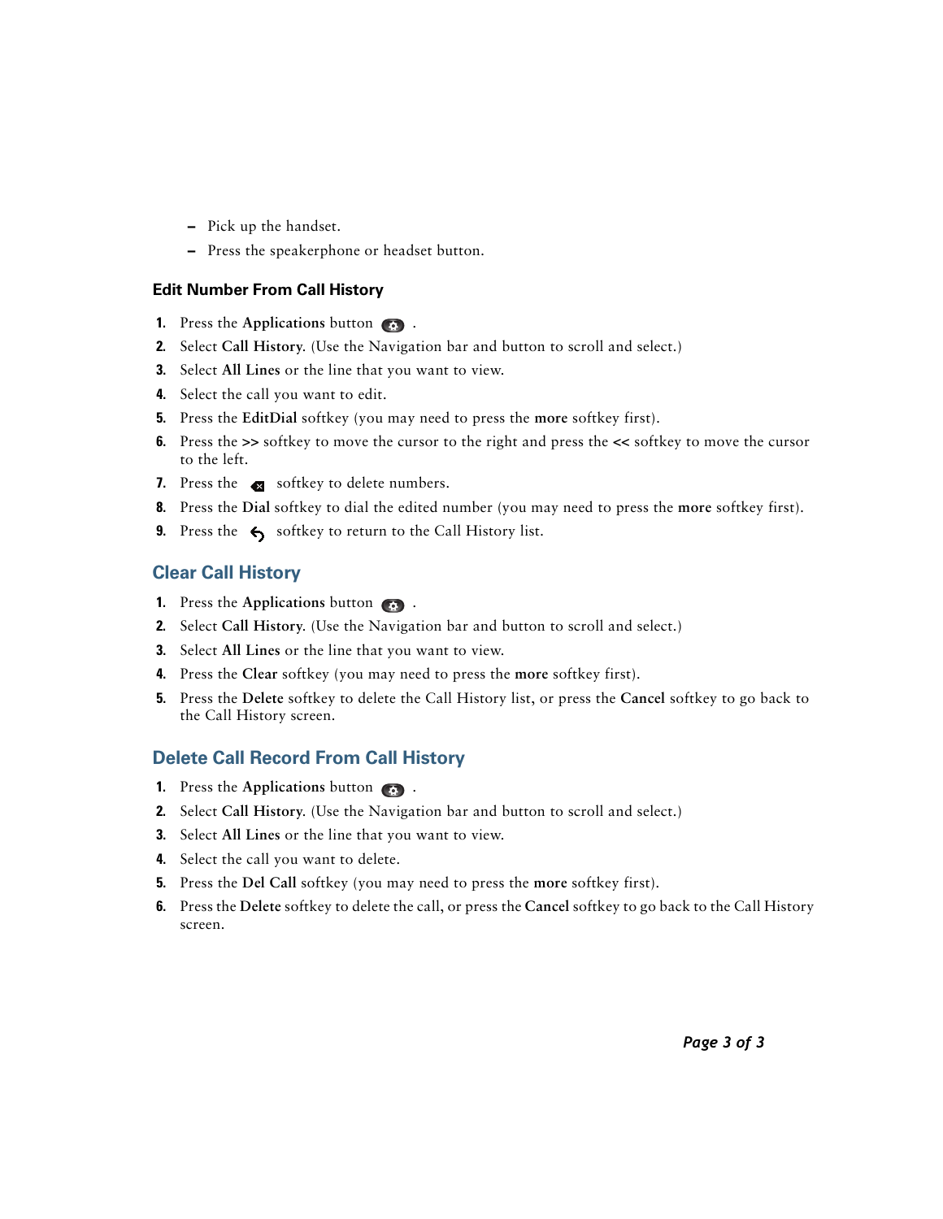- Pick up the handset.
- Press the speakerphone or headset button.

### Edit Number From Call History

1. Press the **Applications** button .
2. Select **Call History**. (Use the Navigation bar and button to scroll and select.)
3. Select **All Lines** or the line that you want to view.
4. Select the call you want to edit.
5. Press the **EditDial** softkey (you may need to press the **more** softkey first).
6. Press the **>>** softkey to move the cursor to the right and press the **<<** softkey to move the cursor to the left.
7. Press the softkey to delete numbers.
8. Press the **Dial** softkey to dial the edited number (you may need to press the **more** softkey first).
9. Press the softkey to return to the Call History list.

## Clear Call History

1. Press the **Applications** button .
2. Select **Call History**. (Use the Navigation bar and button to scroll and select.)
3. Select **All Lines** or the line that you want to view.
4. Press the **Clear** softkey (you may need to press the **more** softkey first).
5. Press the **Delete** softkey to delete the Call History list, or press the **Cancel** softkey to go back to the Call History screen.

## Delete Call Record From Call History

1. Press the **Applications** button .
2. Select **Call History**. (Use the Navigation bar and button to scroll and select.)
3. Select **All Lines** or the line that you want to view.
4. Select the call you want to delete.
5. Press the **Del Call** softkey (you may need to press the **more** softkey first).
6. Press the **Delete** softkey to delete the call, or press the **Cancel** softkey to go back to the Call History screen.